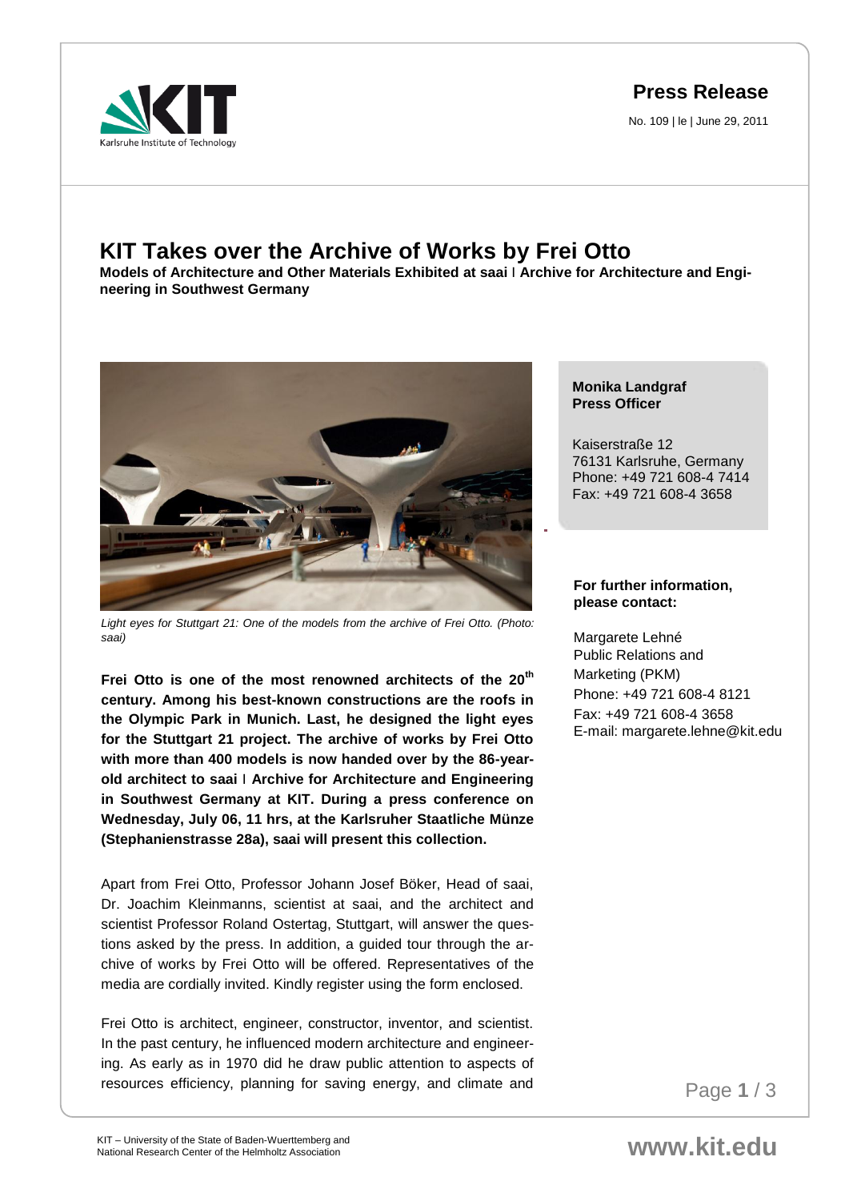**Press Release**

No. 109 | le | June 29, 2011

# KIT Takes over the Archive of Works by Frei Otto

**Models of Architecture and Other Materials Exhibited at saai I Archive for Architecture and Engineering in Southwest Germany**

*Light eyes for Stuttgart 21: One of the models from the archive of Frei Otto. (Photo: saai)*

**Monika Landgraf**
**Press Officer**

Kaiserstraße 12
76131 Karlsruhe, Germany
Phone: +49 721 608-4 7414
Fax: +49 721 608-4 3658

**For further information, please contact:**

Margarete Lehné
Public Relations and Marketing (PKM)
Phone: +49 721 608-4 8121
Fax: +49 721 608-4 3658
E-mail: margarete.lehne@kit.edu

**Frei Otto is one of the most renowned architects of the 20th century. Among his best-known constructions are the roofs in the Olympic Park in Munich. Last, he designed the light eyes for the Stuttgart 21 project. The archive of works by Frei Otto with more than 400 models is now handed over by the 86-year-old architect to saai I Archive for Architecture and Engineering in Southwest Germany at KIT. During a press conference on Wednesday, July 06, 11 hrs, at the Karlsruher Staatliche Münze (Stephanienstrasse 28a), saai will present this collection.**

Apart from Frei Otto, Professor Johann Josef Böker, Head of saai, Dr. Joachim Kleinmanns, scientist at saai, and the architect and scientist Professor Roland Ostertag, Stuttgart, will answer the questions asked by the press. In addition, a guided tour through the archive of works by Frei Otto will be offered. Representatives of the media are cordially invited. Kindly register using the form enclosed.

Frei Otto is architect, engineer, constructor, inventor, and scientist. In the past century, he influenced modern architecture and engineering. As early as in 1970 did he draw public attention to aspects of resources efficiency, planning for saving energy, and climate and

KIT – University of the State of Baden-Wuerttemberg and National Research Center of the Helmholtz Association

www.kit.edu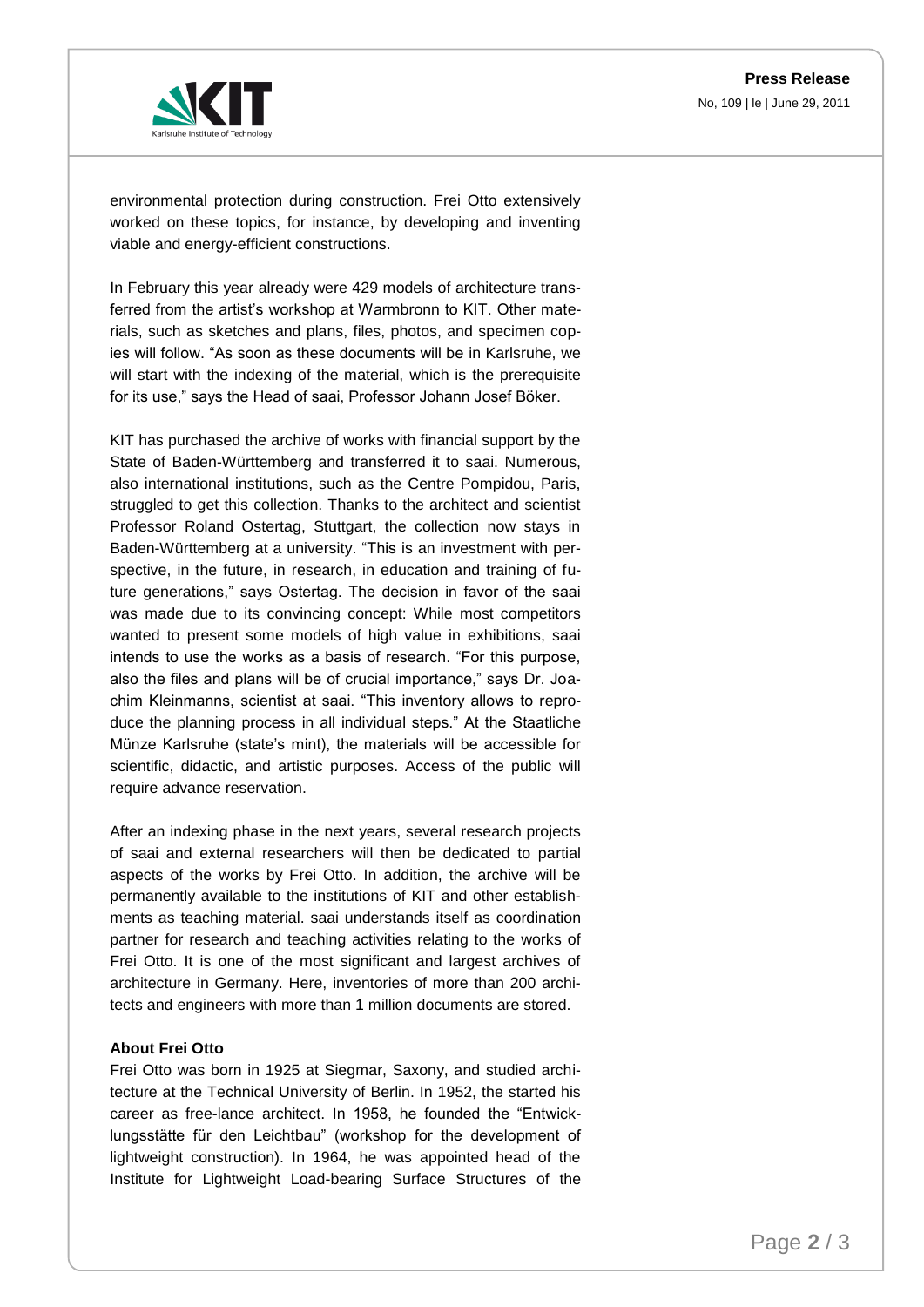environmental protection during construction. Frei Otto extensively worked on these topics, for instance, by developing and inventing viable and energy-efficient constructions.

In February this year already were 429 models of architecture transferred from the artist's workshop at Warmbronn to KIT. Other materials, such as sketches and plans, files, photos, and specimen copies will follow. "As soon as these documents will be in Karlsruhe, we will start with the indexing of the material, which is the prerequisite for its use," says the Head of saai, Professor Johann Josef Böker.

KIT has purchased the archive of works with financial support by the State of Baden-Württemberg and transferred it to saai. Numerous, also international institutions, such as the Centre Pompidou, Paris, struggled to get this collection. Thanks to the architect and scientist Professor Roland Ostertag, Stuttgart, the collection now stays in Baden-Württemberg at a university. "This is an investment with perspective, in the future, in research, in education and training of future generations," says Ostertag. The decision in favor of the saai was made due to its convincing concept: While most competitors wanted to present some models of high value in exhibitions, saai intends to use the works as a basis of research. "For this purpose, also the files and plans will be of crucial importance," says Dr. Joachim Kleinmanns, scientist at saai. "This inventory allows to reproduce the planning process in all individual steps." At the Staatliche Münze Karlsruhe (state's mint), the materials will be accessible for scientific, didactic, and artistic purposes. Access of the public will require advance reservation.

After an indexing phase in the next years, several research projects of saai and external researchers will then be dedicated to partial aspects of the works by Frei Otto. In addition, the archive will be permanently available to the institutions of KIT and other establishments as teaching material. saai understands itself as coordination partner for research and teaching activities relating to the works of Frei Otto. It is one of the most significant and largest archives of architecture in Germany. Here, inventories of more than 200 architects and engineers with more than 1 million documents are stored.

**About Frei Otto**

Frei Otto was born in 1925 at Siegmar, Saxony, and studied architecture at the Technical University of Berlin. In 1952, the started his career as free-lance architect. In 1958, he founded the "Entwicklungsstätte für den Leichtbau" (workshop for the development of lightweight construction). In 1964, he was appointed head of the Institute for Lightweight Load-bearing Surface Structures of the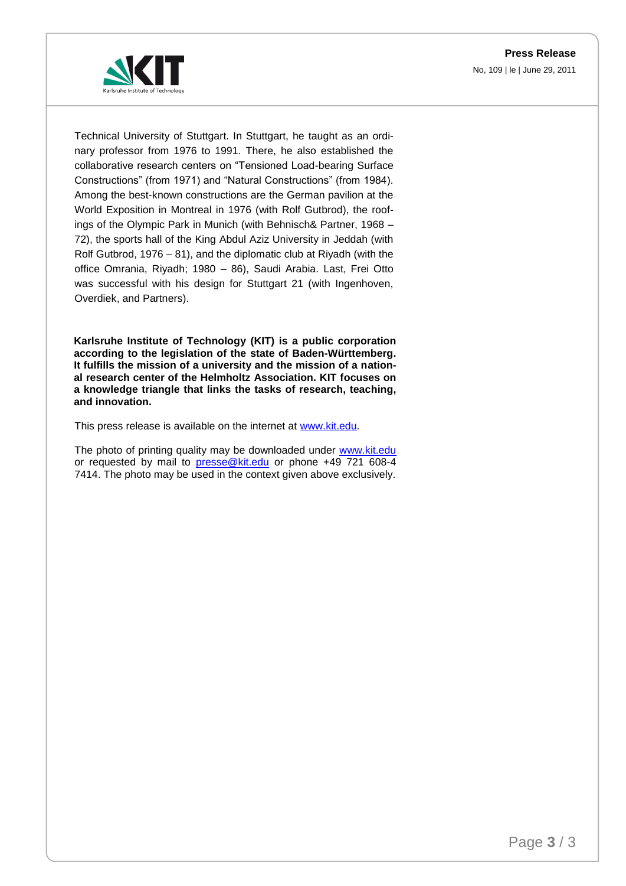Technical University of Stuttgart. In Stuttgart, he taught as an ordinary professor from 1976 to 1991. There, he also established the collaborative research centers on "Tensioned Load-bearing Surface Constructions" (from 1971) and "Natural Constructions" (from 1984). Among the best-known constructions are the German pavilion at the World Exposition in Montreal in 1976 (with Rolf Gutbrod), the roofings of the Olympic Park in Munich (with Behnisch& Partner, 1968 – 72), the sports hall of the King Abdul Aziz University in Jeddah (with Rolf Gutbrod, 1976 – 81), and the diplomatic club at Riyadh (with the office Omrania, Riyadh; 1980 – 86), Saudi Arabia. Last, Frei Otto was successful with his design for Stuttgart 21 (with Ingenhoven, Overdiek, and Partners).

**Karlsruhe Institute of Technology (KIT) is a public corporation according to the legislation of the state of Baden-Württemberg. It fulfills the mission of a university and the mission of a national research center of the Helmholtz Association. KIT focuses on a knowledge triangle that links the tasks of research, teaching, and innovation.**

This press release is available on the internet at www.kit.edu.

The photo of printing quality may be downloaded under www.kit.edu or requested by mail to presse@kit.edu or phone +49 721 608-4 7414. The photo may be used in the context given above exclusively.